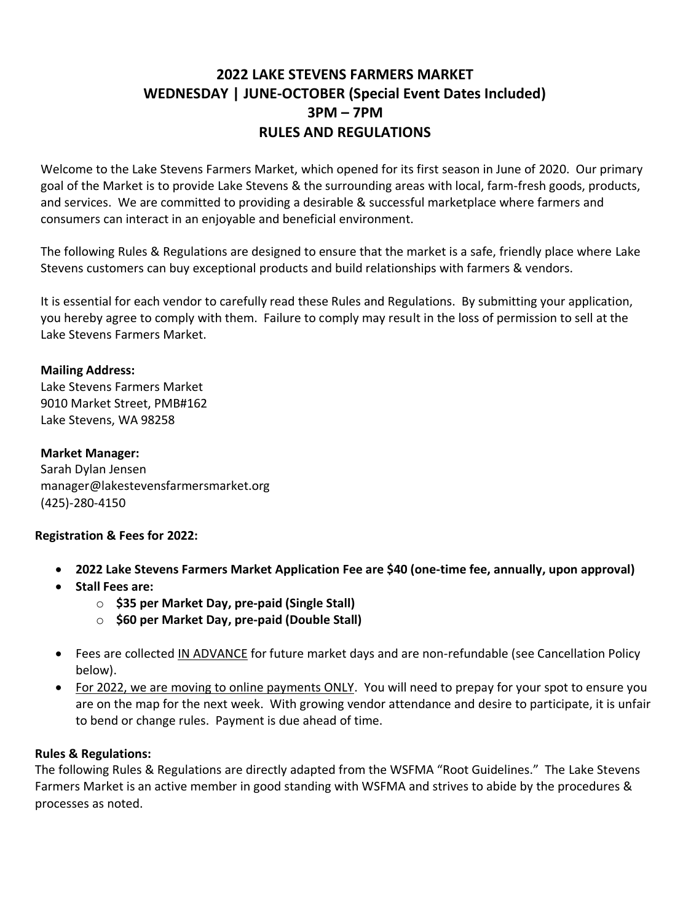# 2022 LAKE STEVENS FARMERS MARKET
## WEDNESDAY | JUNE-OCTOBER (Special Event Dates Included)
## 3PM – 7PM
## RULES AND REGULATIONS

Welcome to the Lake Stevens Farmers Market, which opened for its first season in June of 2020. Our primary goal of the Market is to provide Lake Stevens & the surrounding areas with local, farm-fresh goods, products, and services. We are committed to providing a desirable & successful marketplace where farmers and consumers can interact in an enjoyable and beneficial environment.

The following Rules & Regulations are designed to ensure that the market is a safe, friendly place where Lake Stevens customers can buy exceptional products and build relationships with farmers & vendors.

It is essential for each vendor to carefully read these Rules and Regulations. By submitting your application, you hereby agree to comply with them. Failure to comply may result in the loss of permission to sell at the Lake Stevens Farmers Market.

**Mailing Address:**
Lake Stevens Farmers Market
9010 Market Street, PMB#162
Lake Stevens, WA 98258

**Market Manager:**
Sarah Dylan Jensen
manager@lakestevensfarmersmarket.org
(425)-280-4150

**Registration & Fees for 2022:**

- **2022 Lake Stevens Farmers Market Application Fee are $40 (one-time fee, annually, upon approval)**
- **Stall Fees are:**
  - **$35 per Market Day, pre-paid (Single Stall)**
  - **$60 per Market Day, pre-paid (Double Stall)**
- Fees are collected IN ADVANCE for future market days and are non-refundable (see Cancellation Policy below).
- For 2022, we are moving to online payments ONLY. You will need to prepay for your spot to ensure you are on the map for the next week. With growing vendor attendance and desire to participate, it is unfair to bend or change rules. Payment is due ahead of time.

**Rules & Regulations:**
The following Rules & Regulations are directly adapted from the WSFMA "Root Guidelines." The Lake Stevens Farmers Market is an active member in good standing with WSFMA and strives to abide by the procedures & processes as noted.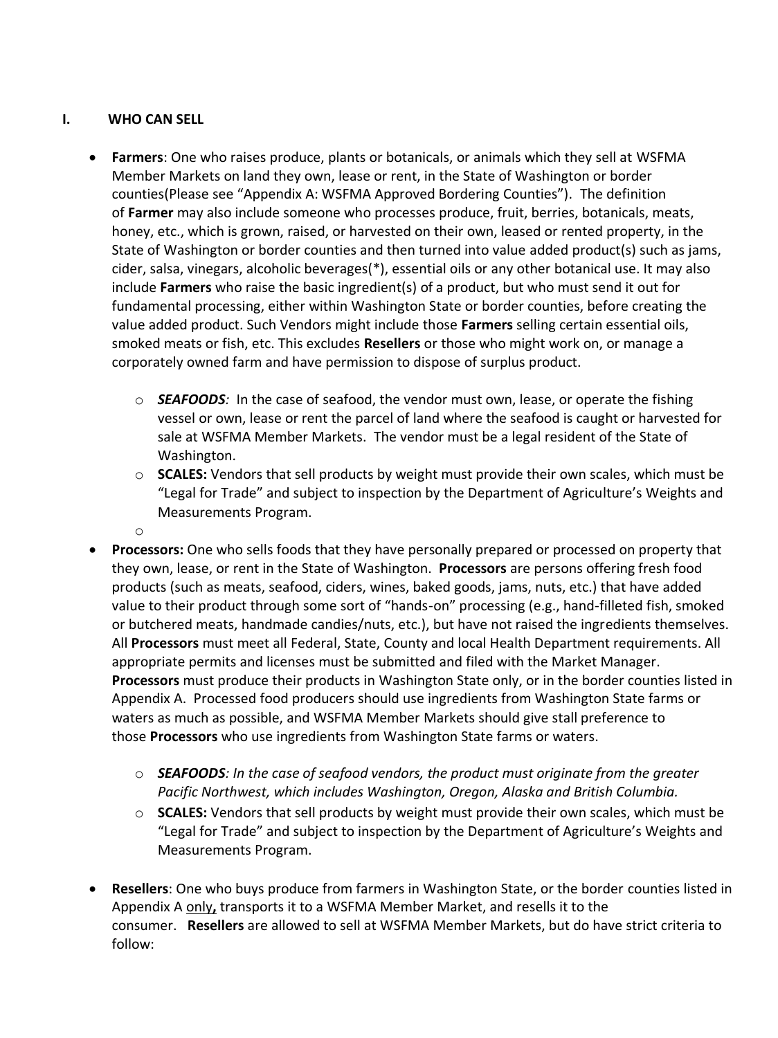## I. WHO CAN SELL

- **Farmers**: One who raises produce, plants or botanicals, or animals which they sell at WSFMA Member Markets on land they own, lease or rent, in the State of Washington or border counties(Please see "Appendix A: WSFMA Approved Bordering Counties"). The definition of **Farmer** may also include someone who processes produce, fruit, berries, botanicals, meats, honey, etc., which is grown, raised, or harvested on their own, leased or rented property, in the State of Washington or border counties and then turned into value added product(s) such as jams, cider, salsa, vinegars, alcoholic beverages(*), essential oils or any other botanical use. It may also include **Farmers** who raise the basic ingredient(s) of a product, but who must send it out for fundamental processing, either within Washington State or border counties, before creating the value added product. Such Vendors might include those **Farmers** selling certain essential oils, smoked meats or fish, etc. This excludes **Resellers** or those who might work on, or manage a corporately owned farm and have permission to dispose of surplus product.
  - ***SEAFOODS**:* In the case of seafood, the vendor must own, lease, or operate the fishing vessel or own, lease or rent the parcel of land where the seafood is caught or harvested for sale at WSFMA Member Markets. The vendor must be a legal resident of the State of Washington.
  - **SCALES:** Vendors that sell products by weight must provide their own scales, which must be "Legal for Trade" and subject to inspection by the Department of Agriculture's Weights and Measurements Program.

- **Processors:** One who sells foods that they have personally prepared or processed on property that they own, lease, or rent in the State of Washington. **Processors** are persons offering fresh food products (such as meats, seafood, ciders, wines, baked goods, jams, nuts, etc.) that have added value to their product through some sort of "hands-on" processing (e.g., hand-filleted fish, smoked or butchered meats, handmade candies/nuts, etc.), but have not raised the ingredients themselves. All **Processors** must meet all Federal, State, County and local Health Department requirements. All appropriate permits and licenses must be submitted and filed with the Market Manager. **Processors** must produce their products in Washington State only, or in the border counties listed in Appendix A. Processed food producers should use ingredients from Washington State farms or waters as much as possible, and WSFMA Member Markets should give stall preference to those **Processors** who use ingredients from Washington State farms or waters.
  - ***SEAFOODS**: In the case of seafood vendors, the product must originate from the greater Pacific Northwest, which includes Washington, Oregon, Alaska and British Columbia.*
  - **SCALES:** Vendors that sell products by weight must provide their own scales, which must be "Legal for Trade" and subject to inspection by the Department of Agriculture's Weights and Measurements Program.

- **Resellers**: One who buys produce from farmers in Washington State, or the border counties listed in Appendix A <u>only</u>**,** transports it to a WSFMA Member Market, and resells it to the consumer. **Resellers** are allowed to sell at WSFMA Member Markets, but do have strict criteria to follow: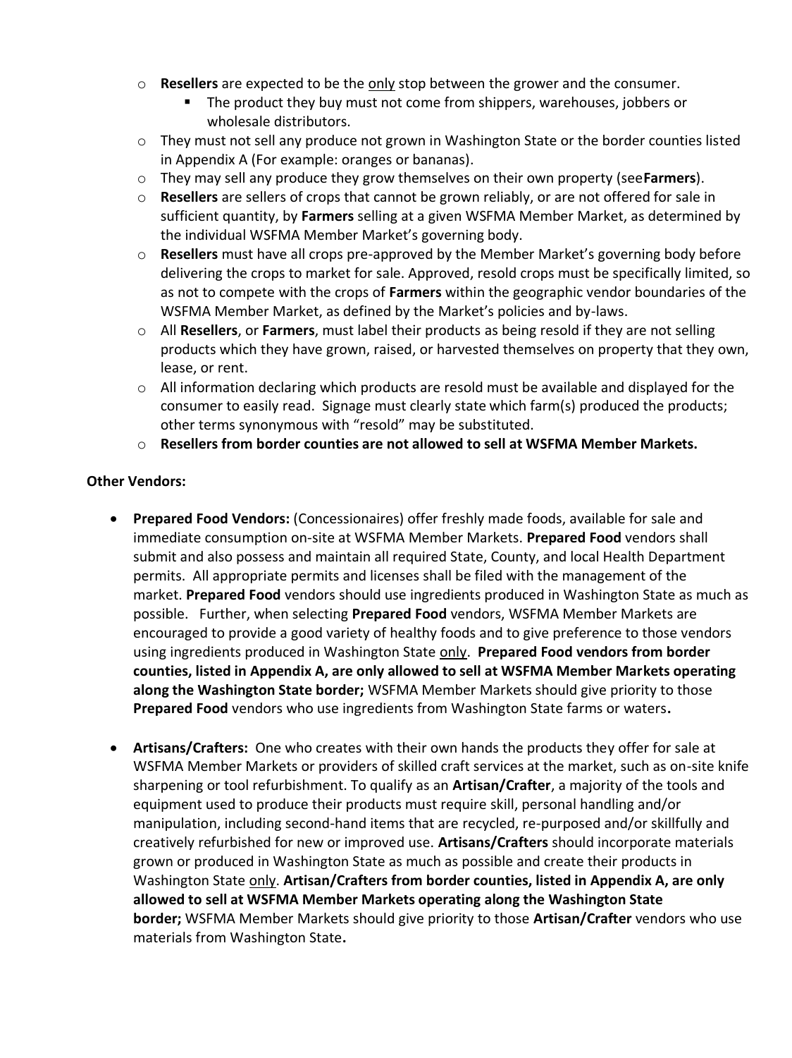- **Resellers** are expected to be the only stop between the grower and the consumer.
  - The product they buy must not come from shippers, warehouses, jobbers or wholesale distributors.
- They must not sell any produce not grown in Washington State or the border counties listed in Appendix A (For example: oranges or bananas).
- They may sell any produce they grow themselves on their own property (see**Farmers**).
- **Resellers** are sellers of crops that cannot be grown reliably, or are not offered for sale in sufficient quantity, by **Farmers** selling at a given WSFMA Member Market, as determined by the individual WSFMA Member Market's governing body.
- **Resellers** must have all crops pre-approved by the Member Market's governing body before delivering the crops to market for sale. Approved, resold crops must be specifically limited, so as not to compete with the crops of **Farmers** within the geographic vendor boundaries of the WSFMA Member Market, as defined by the Market's policies and by-laws.
- All **Resellers**, or **Farmers**, must label their products as being resold if they are not selling products which they have grown, raised, or harvested themselves on property that they own, lease, or rent.
- All information declaring which products are resold must be available and displayed for the consumer to easily read. Signage must clearly state which farm(s) produced the products; other terms synonymous with "resold" may be substituted.
- **Resellers from border counties are not allowed to sell at WSFMA Member Markets.**

**Other Vendors:**

- **Prepared Food Vendors:** (Concessionaires) offer freshly made foods, available for sale and immediate consumption on-site at WSFMA Member Markets. **Prepared Food** vendors shall submit and also possess and maintain all required State, County, and local Health Department permits. All appropriate permits and licenses shall be filed with the management of the market. **Prepared Food** vendors should use ingredients produced in Washington State as much as possible. Further, when selecting **Prepared Food** vendors, WSFMA Member Markets are encouraged to provide a good variety of healthy foods and to give preference to those vendors using ingredients produced in Washington State only. **Prepared Food vendors from border counties, listed in Appendix A, are only allowed to sell at WSFMA Member Markets operating along the Washington State border;** WSFMA Member Markets should give priority to those **Prepared Food** vendors who use ingredients from Washington State farms or waters**.**

- **Artisans/Crafters:** One who creates with their own hands the products they offer for sale at WSFMA Member Markets or providers of skilled craft services at the market, such as on-site knife sharpening or tool refurbishment. To qualify as an **Artisan/Crafter**, a majority of the tools and equipment used to produce their products must require skill, personal handling and/or manipulation, including second-hand items that are recycled, re-purposed and/or skillfully and creatively refurbished for new or improved use. **Artisans/Crafters** should incorporate materials grown or produced in Washington State as much as possible and create their products in Washington State only. **Artisan/Crafters from border counties, listed in Appendix A, are only allowed to sell at WSFMA Member Markets operating along the Washington State border;** WSFMA Member Markets should give priority to those **Artisan/Crafter** vendors who use materials from Washington State**.**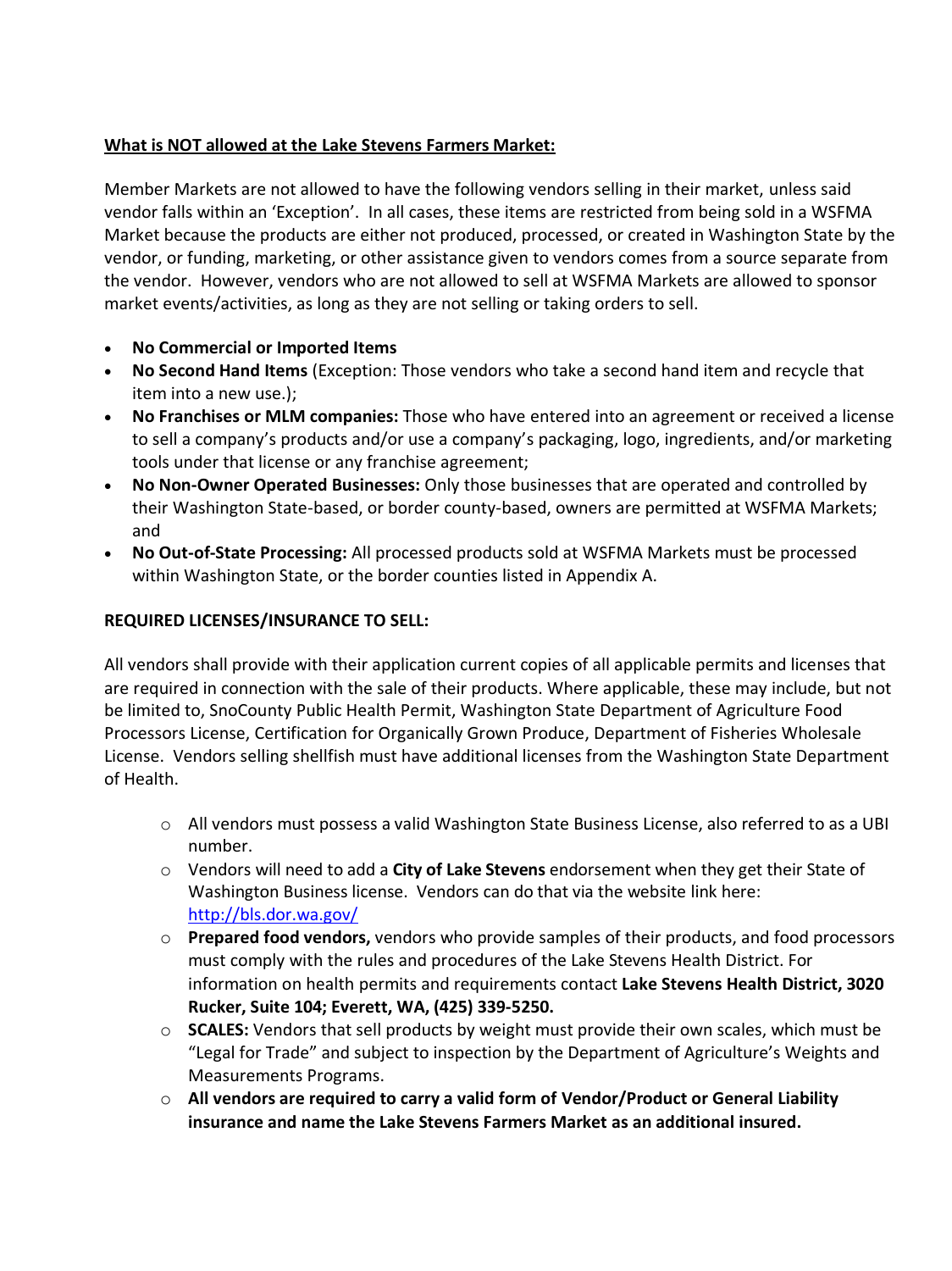**What is NOT allowed at the Lake Stevens Farmers Market:**

Member Markets are not allowed to have the following vendors selling in their market, unless said vendor falls within an 'Exception'. In all cases, these items are restricted from being sold in a WSFMA Market because the products are either not produced, processed, or created in Washington State by the vendor, or funding, marketing, or other assistance given to vendors comes from a source separate from the vendor. However, vendors who are not allowed to sell at WSFMA Markets are allowed to sponsor market events/activities, as long as they are not selling or taking orders to sell.

- **No Commercial or Imported Items**
- **No Second Hand Items** (Exception: Those vendors who take a second hand item and recycle that item into a new use.);
- **No Franchises or MLM companies:** Those who have entered into an agreement or received a license to sell a company's products and/or use a company's packaging, logo, ingredients, and/or marketing tools under that license or any franchise agreement;
- **No Non-Owner Operated Businesses:** Only those businesses that are operated and controlled by their Washington State-based, or border county-based, owners are permitted at WSFMA Markets; and
- **No Out-of-State Processing:** All processed products sold at WSFMA Markets must be processed within Washington State, or the border counties listed in Appendix A.

**REQUIRED LICENSES/INSURANCE TO SELL:**

All vendors shall provide with their application current copies of all applicable permits and licenses that are required in connection with the sale of their products. Where applicable, these may include, but not be limited to, SnoCounty Public Health Permit, Washington State Department of Agriculture Food Processors License, Certification for Organically Grown Produce, Department of Fisheries Wholesale License. Vendors selling shellfish must have additional licenses from the Washington State Department of Health.

- All vendors must possess a valid Washington State Business License, also referred to as a UBI number.
- Vendors will need to add a **City of Lake Stevens** endorsement when they get their State of Washington Business license. Vendors can do that via the website link here: [http://bls.dor.wa.gov/](http://bls.dor.wa.gov/)
- **Prepared food vendors,** vendors who provide samples of their products, and food processors must comply with the rules and procedures of the Lake Stevens Health District. For information on health permits and requirements contact **Lake Stevens Health District, 3020 Rucker, Suite 104; Everett, WA, (425) 339-5250.**
- **SCALES:** Vendors that sell products by weight must provide their own scales, which must be "Legal for Trade" and subject to inspection by the Department of Agriculture's Weights and Measurements Programs.
- **All vendors are required to carry a valid form of Vendor/Product or General Liability insurance and name the Lake Stevens Farmers Market as an additional insured.**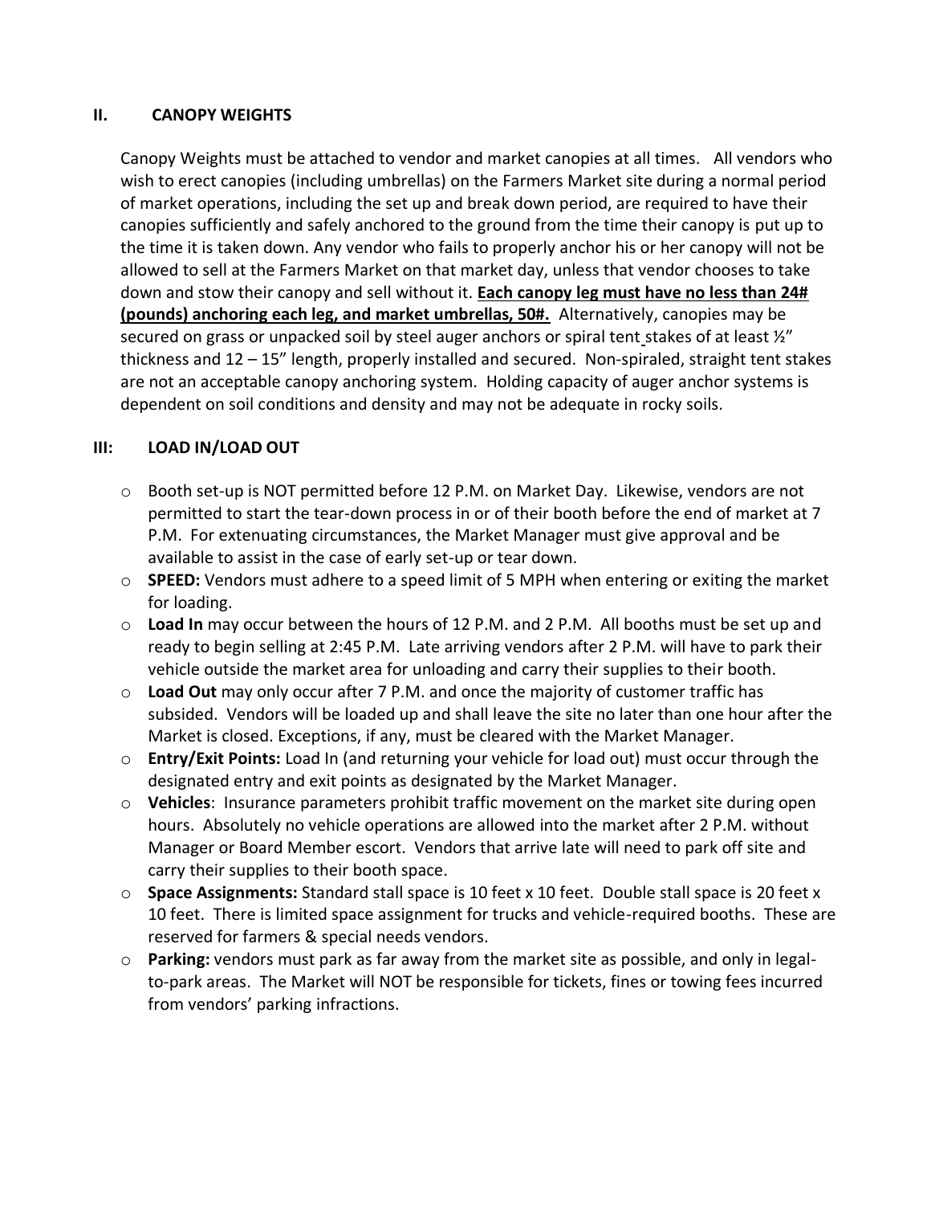## II. CANOPY WEIGHTS

Canopy Weights must be attached to vendor and market canopies at all times. All vendors who wish to erect canopies (including umbrellas) on the Farmers Market site during a normal period of market operations, including the set up and break down period, are required to have their canopies sufficiently and safely anchored to the ground from the time their canopy is put up to the time it is taken down. Any vendor who fails to properly anchor his or her canopy will not be allowed to sell at the Farmers Market on that market day, unless that vendor chooses to take down and stow their canopy and sell without it. **Each canopy leg must have no less than 24# (pounds) anchoring each leg, and market umbrellas, 50#.** Alternatively, canopies may be secured on grass or unpacked soil by steel auger anchors or spiral tent stakes of at least ½" thickness and 12 – 15" length, properly installed and secured. Non-spiraled, straight tent stakes are not an acceptable canopy anchoring system. Holding capacity of auger anchor systems is dependent on soil conditions and density and may not be adequate in rocky soils.

## III: LOAD IN/LOAD OUT

- Booth set-up is NOT permitted before 12 P.M. on Market Day. Likewise, vendors are not permitted to start the tear-down process in or of their booth before the end of market at 7 P.M. For extenuating circumstances, the Market Manager must give approval and be available to assist in the case of early set-up or tear down.
- **SPEED:** Vendors must adhere to a speed limit of 5 MPH when entering or exiting the market for loading.
- **Load In** may occur between the hours of 12 P.M. and 2 P.M. All booths must be set up and ready to begin selling at 2:45 P.M. Late arriving vendors after 2 P.M. will have to park their vehicle outside the market area for unloading and carry their supplies to their booth.
- **Load Out** may only occur after 7 P.M. and once the majority of customer traffic has subsided. Vendors will be loaded up and shall leave the site no later than one hour after the Market is closed. Exceptions, if any, must be cleared with the Market Manager.
- **Entry/Exit Points:** Load In (and returning your vehicle for load out) must occur through the designated entry and exit points as designated by the Market Manager.
- **Vehicles**: Insurance parameters prohibit traffic movement on the market site during open hours. Absolutely no vehicle operations are allowed into the market after 2 P.M. without Manager or Board Member escort. Vendors that arrive late will need to park off site and carry their supplies to their booth space.
- **Space Assignments:** Standard stall space is 10 feet x 10 feet. Double stall space is 20 feet x 10 feet. There is limited space assignment for trucks and vehicle-required booths. These are reserved for farmers & special needs vendors.
- **Parking:** vendors must park as far away from the market site as possible, and only in legal-to-park areas. The Market will NOT be responsible for tickets, fines or towing fees incurred from vendors' parking infractions.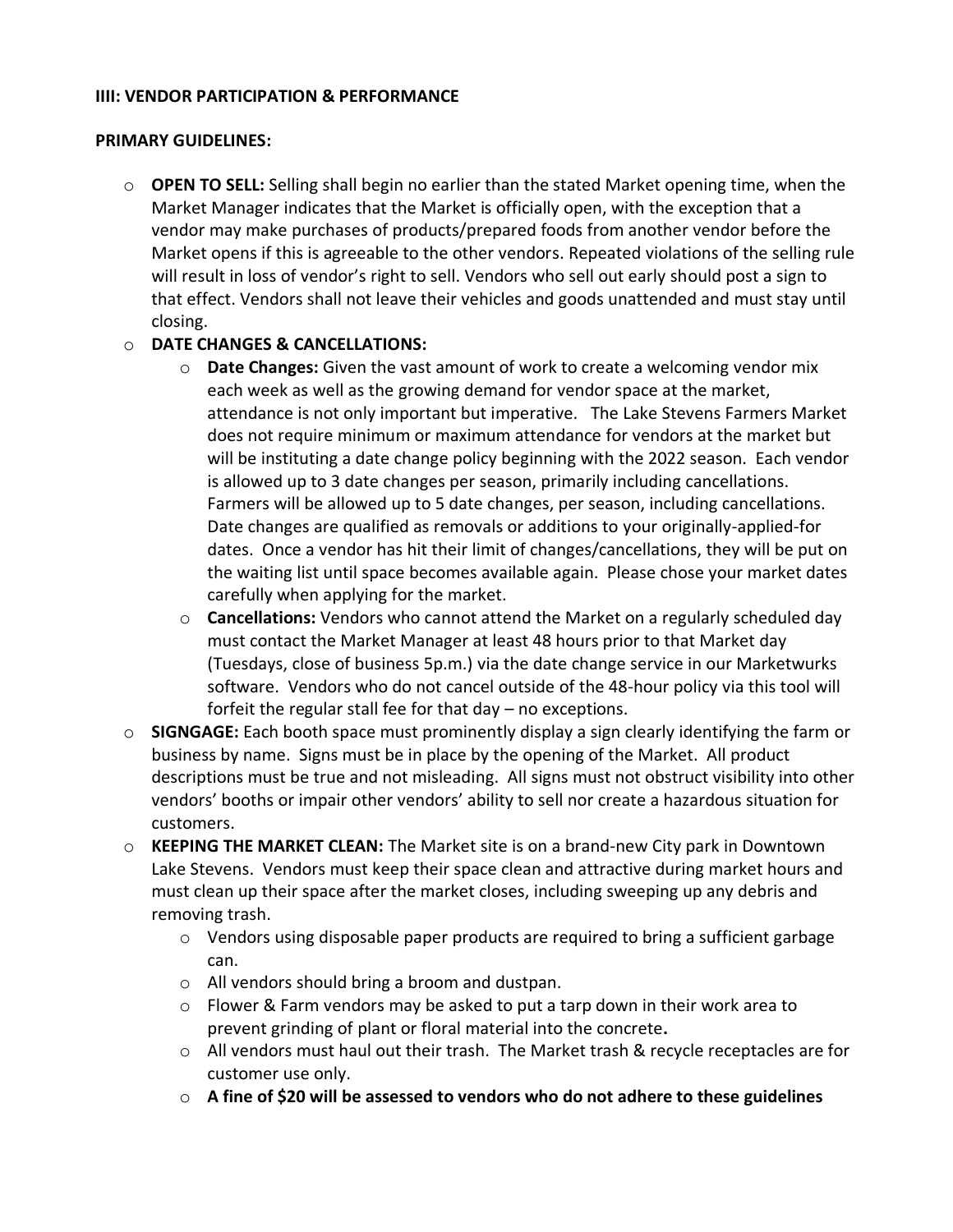**IIII: VENDOR PARTICIPATION & PERFORMANCE**

**PRIMARY GUIDELINES:**

- **OPEN TO SELL:** Selling shall begin no earlier than the stated Market opening time, when the Market Manager indicates that the Market is officially open, with the exception that a vendor may make purchases of products/prepared foods from another vendor before the Market opens if this is agreeable to the other vendors. Repeated violations of the selling rule will result in loss of vendor's right to sell. Vendors who sell out early should post a sign to that effect. Vendors shall not leave their vehicles and goods unattended and must stay until closing.
- **DATE CHANGES & CANCELLATIONS:**
  - **Date Changes:** Given the vast amount of work to create a welcoming vendor mix each week as well as the growing demand for vendor space at the market, attendance is not only important but imperative. The Lake Stevens Farmers Market does not require minimum or maximum attendance for vendors at the market but will be instituting a date change policy beginning with the 2022 season. Each vendor is allowed up to 3 date changes per season, primarily including cancellations. Farmers will be allowed up to 5 date changes, per season, including cancellations. Date changes are qualified as removals or additions to your originally-applied-for dates. Once a vendor has hit their limit of changes/cancellations, they will be put on the waiting list until space becomes available again. Please chose your market dates carefully when applying for the market.
  - **Cancellations:** Vendors who cannot attend the Market on a regularly scheduled day must contact the Market Manager at least 48 hours prior to that Market day (Tuesdays, close of business 5p.m.) via the date change service in our Marketwurks software. Vendors who do not cancel outside of the 48-hour policy via this tool will forfeit the regular stall fee for that day – no exceptions.
- **SIGNAGE:** Each booth space must prominently display a sign clearly identifying the farm or business by name. Signs must be in place by the opening of the Market. All product descriptions must be true and not misleading. All signs must not obstruct visibility into other vendors' booths or impair other vendors' ability to sell nor create a hazardous situation for customers.
- **KEEPING THE MARKET CLEAN:** The Market site is on a brand-new City park in Downtown Lake Stevens. Vendors must keep their space clean and attractive during market hours and must clean up their space after the market closes, including sweeping up any debris and removing trash.
  - Vendors using disposable paper products are required to bring a sufficient garbage can.
  - All vendors should bring a broom and dustpan.
  - Flower & Farm vendors may be asked to put a tarp down in their work area to prevent grinding of plant or floral material into the concrete**.**
  - All vendors must haul out their trash. The Market trash & recycle receptacles are for customer use only.
  - **A fine of $20 will be assessed to vendors who do not adhere to these guidelines**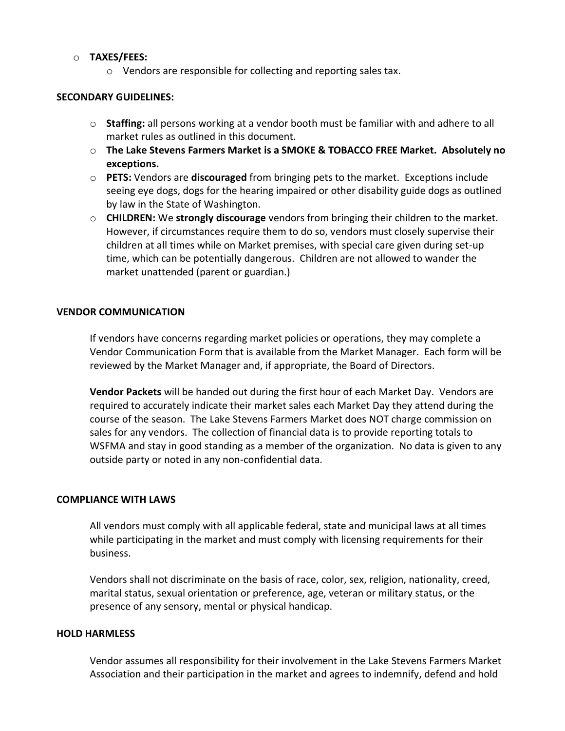- **TAXES/FEES:**
  - Vendors are responsible for collecting and reporting sales tax.

**SECONDARY GUIDELINES:**

- **Staffing:** all persons working at a vendor booth must be familiar with and adhere to all market rules as outlined in this document.
- **The Lake Stevens Farmers Market is a SMOKE & TOBACCO FREE Market. Absolutely no exceptions.**
- **PETS:** Vendors are **discouraged** from bringing pets to the market. Exceptions include seeing eye dogs, dogs for the hearing impaired or other disability guide dogs as outlined by law in the State of Washington.
- **CHILDREN:** We **strongly discourage** vendors from bringing their children to the market. However, if circumstances require them to do so, vendors must closely supervise their children at all times while on Market premises, with special care given during set-up time, which can be potentially dangerous. Children are not allowed to wander the market unattended (parent or guardian.)

**VENDOR COMMUNICATION**

If vendors have concerns regarding market policies or operations, they may complete a Vendor Communication Form that is available from the Market Manager. Each form will be reviewed by the Market Manager and, if appropriate, the Board of Directors.

**Vendor Packets** will be handed out during the first hour of each Market Day. Vendors are required to accurately indicate their market sales each Market Day they attend during the course of the season. The Lake Stevens Farmers Market does NOT charge commission on sales for any vendors. The collection of financial data is to provide reporting totals to WSFMA and stay in good standing as a member of the organization. No data is given to any outside party or noted in any non-confidential data.

**COMPLIANCE WITH LAWS**

All vendors must comply with all applicable federal, state and municipal laws at all times while participating in the market and must comply with licensing requirements for their business.

Vendors shall not discriminate on the basis of race, color, sex, religion, nationality, creed, marital status, sexual orientation or preference, age, veteran or military status, or the presence of any sensory, mental or physical handicap.

**HOLD HARMLESS**

Vendor assumes all responsibility for their involvement in the Lake Stevens Farmers Market Association and their participation in the market and agrees to indemnify, defend and hold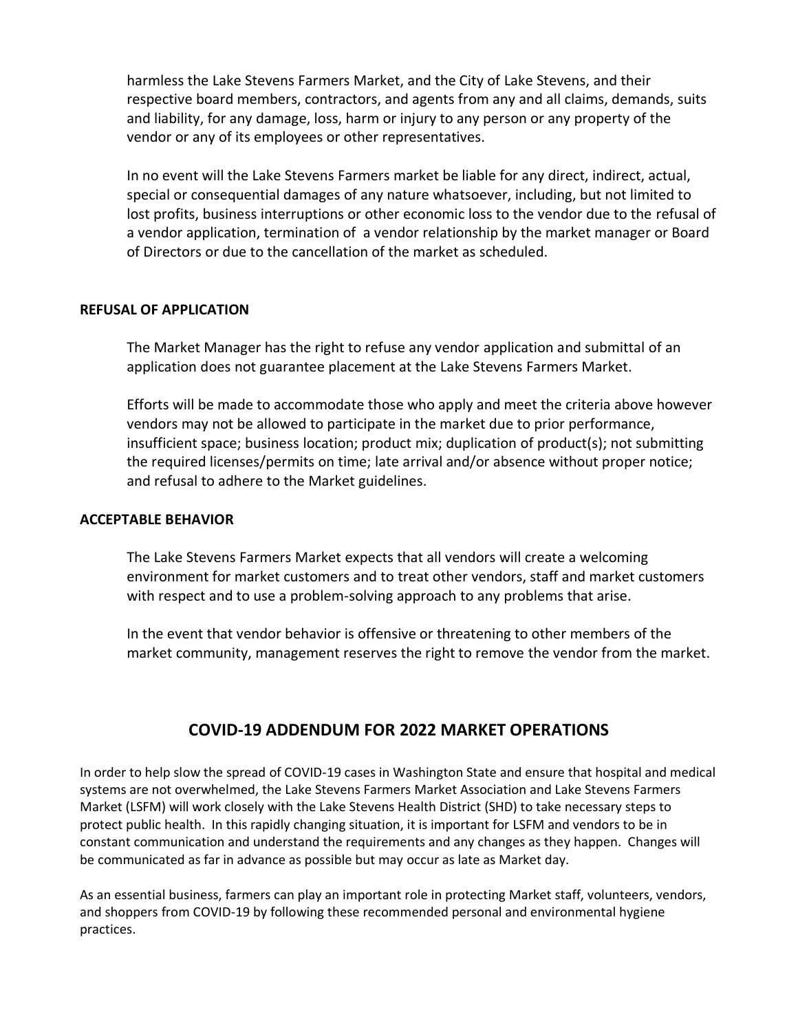harmless the Lake Stevens Farmers Market, and the City of Lake Stevens, and their respective board members, contractors, and agents from any and all claims, demands, suits and liability, for any damage, loss, harm or injury to any person or any property of the vendor or any of its employees or other representatives.

In no event will the Lake Stevens Farmers market be liable for any direct, indirect, actual, special or consequential damages of any nature whatsoever, including, but not limited to lost profits, business interruptions or other economic loss to the vendor due to the refusal of a vendor application, termination of a vendor relationship by the market manager or Board of Directors or due to the cancellation of the market as scheduled.

**REFUSAL OF APPLICATION**

The Market Manager has the right to refuse any vendor application and submittal of an application does not guarantee placement at the Lake Stevens Farmers Market.

Efforts will be made to accommodate those who apply and meet the criteria above however vendors may not be allowed to participate in the market due to prior performance, insufficient space; business location; product mix; duplication of product(s); not submitting the required licenses/permits on time; late arrival and/or absence without proper notice; and refusal to adhere to the Market guidelines.

**ACCEPTABLE BEHAVIOR**

The Lake Stevens Farmers Market expects that all vendors will create a welcoming environment for market customers and to treat other vendors, staff and market customers with respect and to use a problem-solving approach to any problems that arise.

In the event that vendor behavior is offensive or threatening to other members of the market community, management reserves the right to remove the vendor from the market.

## COVID-19 ADDENDUM FOR 2022 MARKET OPERATIONS

In order to help slow the spread of COVID-19 cases in Washington State and ensure that hospital and medical systems are not overwhelmed, the Lake Stevens Farmers Market Association and Lake Stevens Farmers Market (LSFM) will work closely with the Lake Stevens Health District (SHD) to take necessary steps to protect public health. In this rapidly changing situation, it is important for LSFM and vendors to be in constant communication and understand the requirements and any changes as they happen. Changes will be communicated as far in advance as possible but may occur as late as Market day.

As an essential business, farmers can play an important role in protecting Market staff, volunteers, vendors, and shoppers from COVID-19 by following these recommended personal and environmental hygiene practices.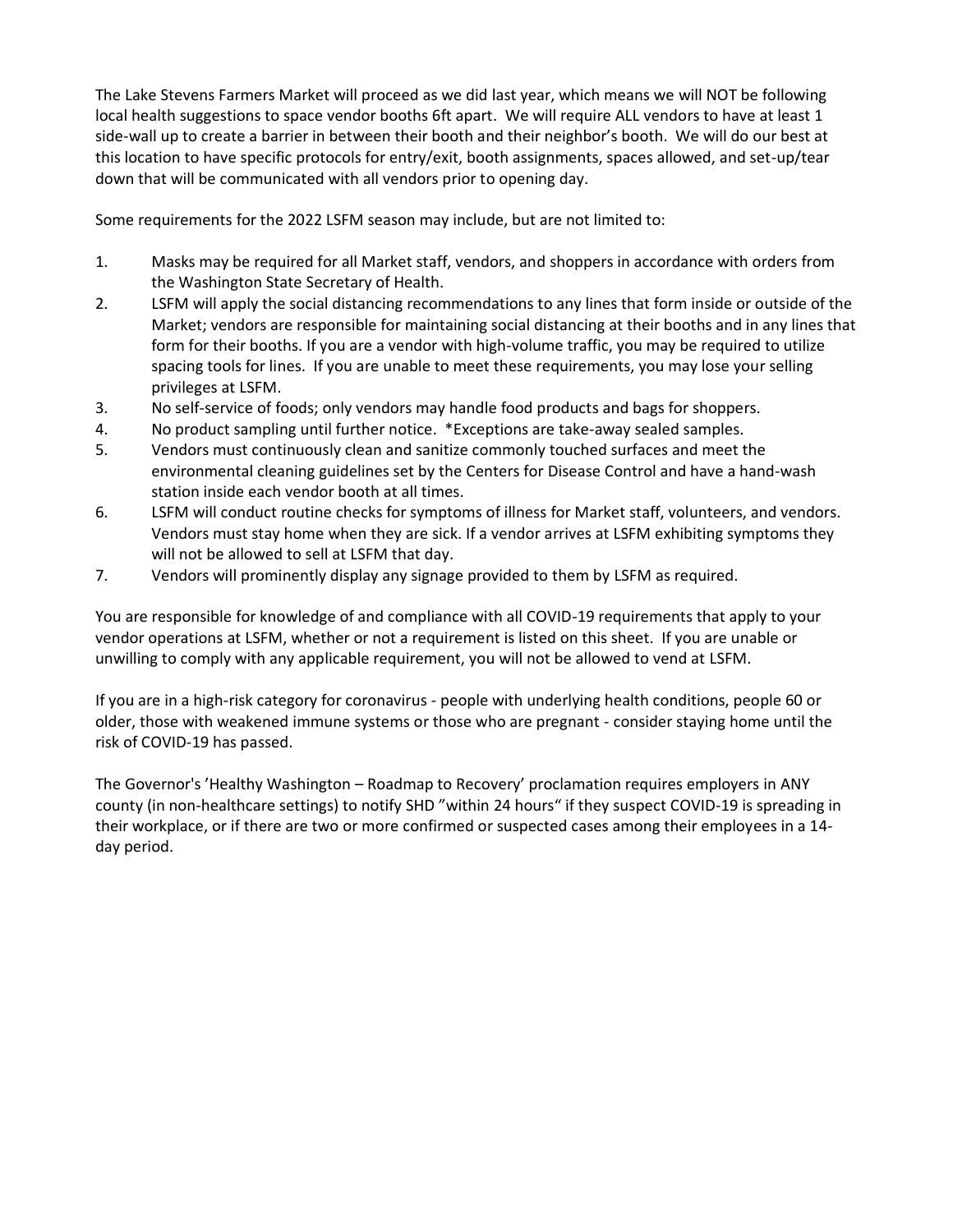The Lake Stevens Farmers Market will proceed as we did last year, which means we will NOT be following local health suggestions to space vendor booths 6ft apart. We will require ALL vendors to have at least 1 side-wall up to create a barrier in between their booth and their neighbor's booth. We will do our best at this location to have specific protocols for entry/exit, booth assignments, spaces allowed, and set-up/tear down that will be communicated with all vendors prior to opening day.

Some requirements for the 2022 LSFM season may include, but are not limited to:

1. Masks may be required for all Market staff, vendors, and shoppers in accordance with orders from the Washington State Secretary of Health.
2. LSFM will apply the social distancing recommendations to any lines that form inside or outside of the Market; vendors are responsible for maintaining social distancing at their booths and in any lines that form for their booths. If you are a vendor with high-volume traffic, you may be required to utilize spacing tools for lines. If you are unable to meet these requirements, you may lose your selling privileges at LSFM.
3. No self-service of foods; only vendors may handle food products and bags for shoppers.
4. No product sampling until further notice. *Exceptions are take-away sealed samples.
5. Vendors must continuously clean and sanitize commonly touched surfaces and meet the environmental cleaning guidelines set by the Centers for Disease Control and have a hand-wash station inside each vendor booth at all times.
6. LSFM will conduct routine checks for symptoms of illness for Market staff, volunteers, and vendors. Vendors must stay home when they are sick. If a vendor arrives at LSFM exhibiting symptoms they will not be allowed to sell at LSFM that day.
7. Vendors will prominently display any signage provided to them by LSFM as required.

You are responsible for knowledge of and compliance with all COVID-19 requirements that apply to your vendor operations at LSFM, whether or not a requirement is listed on this sheet. If you are unable or unwilling to comply with any applicable requirement, you will not be allowed to vend at LSFM.

If you are in a high-risk category for coronavirus - people with underlying health conditions, people 60 or older, those with weakened immune systems or those who are pregnant - consider staying home until the risk of COVID-19 has passed.

The Governor's 'Healthy Washington – Roadmap to Recovery' proclamation requires employers in ANY county (in non-healthcare settings) to notify SHD "within 24 hours" if they suspect COVID-19 is spreading in their workplace, or if there are two or more confirmed or suspected cases among their employees in a 14-day period.